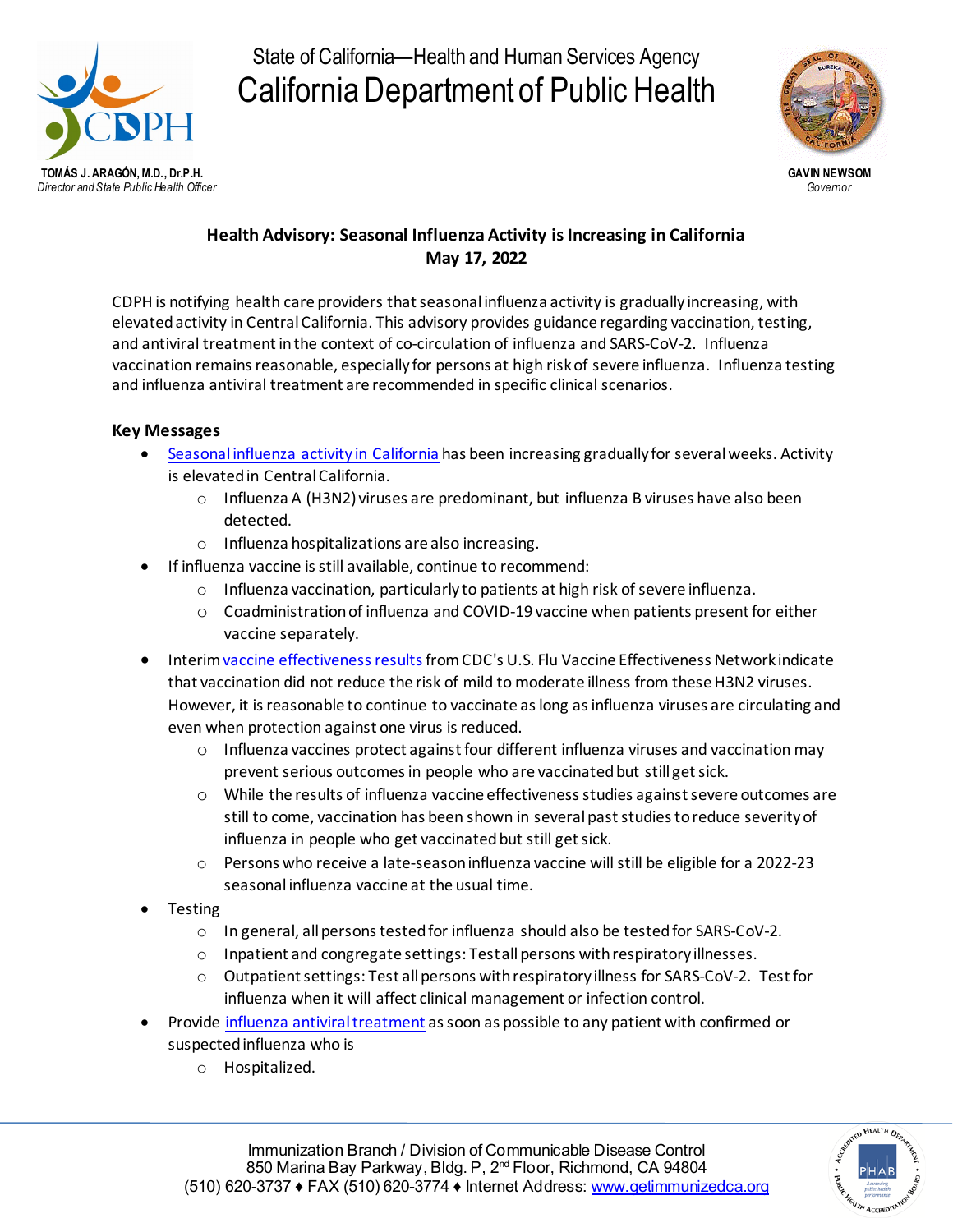State of California—Health and Human Services Agency

California Department of Public Health

**TOMÁS J. ARAGÓN, M.D., Dr.P.H.**
*Director and State Public Health Officer*

**GAVIN NEWSOM**
*Governor*

**Health Advisory: Seasonal Influenza Activity is Increasing in California**
**May 17, 2022**

CDPH is notifying health care providers that seasonal influenza activity is gradually increasing, with elevated activity in Central California. This advisory provides guidance regarding vaccination, testing, and antiviral treatment in the context of co-circulation of influenza and SARS-CoV-2. Influenza vaccination remains reasonable, especially for persons at high risk of severe influenza. Influenza testing and influenza antiviral treatment are recommended in specific clinical scenarios.

## Key Messages

- Seasonal influenza activity in California has been increasing gradually for several weeks. Activity is elevated in Central California.
    - Influenza A (H3N2) viruses are predominant, but influenza B viruses have also been detected.
    - Influenza hospitalizations are also increasing.
- If influenza vaccine is still available, continue to recommend:
    - Influenza vaccination, particularly to patients at high risk of severe influenza.
    - Coadministration of influenza and COVID-19 vaccine when patients present for either vaccine separately.
- Interim vaccine effectiveness results from CDC's U.S. Flu Vaccine Effectiveness Network indicate that vaccination did not reduce the risk of mild to moderate illness from these H3N2 viruses. However, it is reasonable to continue to vaccinate as long as influenza viruses are circulating and even when protection against one virus is reduced.
    - Influenza vaccines protect against four different influenza viruses and vaccination may prevent serious outcomes in people who are vaccinated but still get sick.
    - While the results of influenza vaccine effectiveness studies against severe outcomes are still to come, vaccination has been shown in several past studies to reduce severity of influenza in people who get vaccinated but still get sick.
    - Persons who receive a late-season influenza vaccine will still be eligible for a 2022-23 seasonal influenza vaccine at the usual time.
- Testing
    - In general, all persons tested for influenza should also be tested for SARS-CoV-2.
    - Inpatient and congregate settings: Test all persons with respiratory illnesses.
    - Outpatient settings: Test all persons with respiratory illness for SARS-CoV-2. Test for influenza when it will affect clinical management or infection control.
- Provide influenza antiviral treatment as soon as possible to any patient with confirmed or suspected influenza who is
    - Hospitalized.

Immunization Branch / Division of Communicable Disease Control
850 Marina Bay Parkway, Bldg. P, 2nd Floor, Richmond, CA 94804
(510) 620-3737 ♦ FAX (510) 620-3774 ♦ Internet Address: www.getimmunizedca.org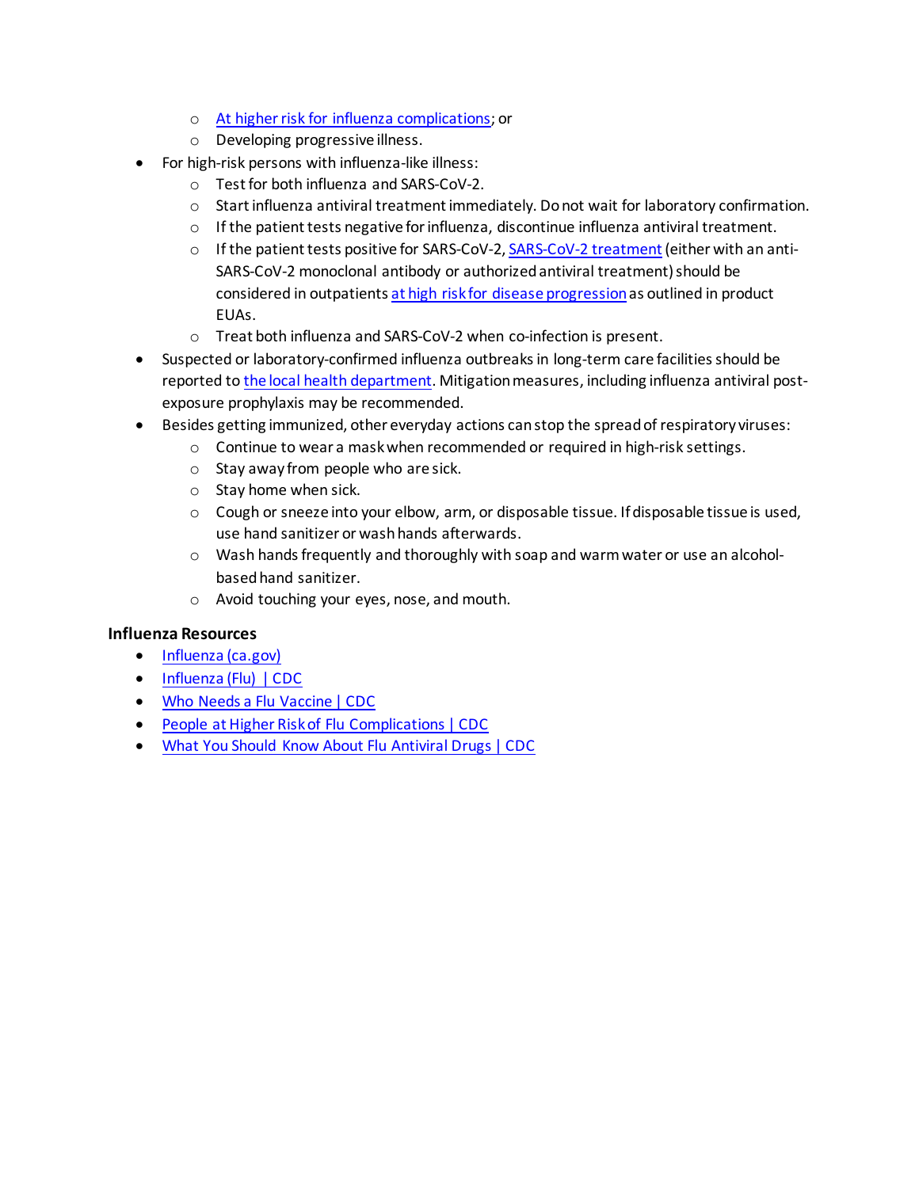- At higher risk for influenza complications; or
    - Developing progressive illness.
- For high-risk persons with influenza-like illness:
    - Test for both influenza and SARS-CoV-2.
    - Start influenza antiviral treatment immediately. Do not wait for laboratory confirmation.
    - If the patient tests negative for influenza, discontinue influenza antiviral treatment.
    - If the patient tests positive for SARS-CoV-2, SARS-CoV-2 treatment (either with an anti-SARS-CoV-2 monoclonal antibody or authorized antiviral treatment) should be considered in outpatients at high risk for disease progression as outlined in product EUAs.
    - Treat both influenza and SARS-CoV-2 when co-infection is present.
- Suspected or laboratory-confirmed influenza outbreaks in long-term care facilities should be reported to the local health department. Mitigation measures, including influenza antiviral post-exposure prophylaxis may be recommended.
- Besides getting immunized, other everyday actions can stop the spread of respiratory viruses:
    - Continue to wear a mask when recommended or required in high-risk settings.
    - Stay away from people who are sick.
    - Stay home when sick.
    - Cough or sneeze into your elbow, arm, or disposable tissue. If disposable tissue is used, use hand sanitizer or wash hands afterwards.
    - Wash hands frequently and thoroughly with soap and warm water or use an alcohol-based hand sanitizer.
    - Avoid touching your eyes, nose, and mouth.

**Influenza Resources**

- Influenza (ca.gov)
- Influenza (Flu) | CDC
- Who Needs a Flu Vaccine | CDC
- People at Higher Risk of Flu Complications | CDC
- What You Should Know About Flu Antiviral Drugs | CDC